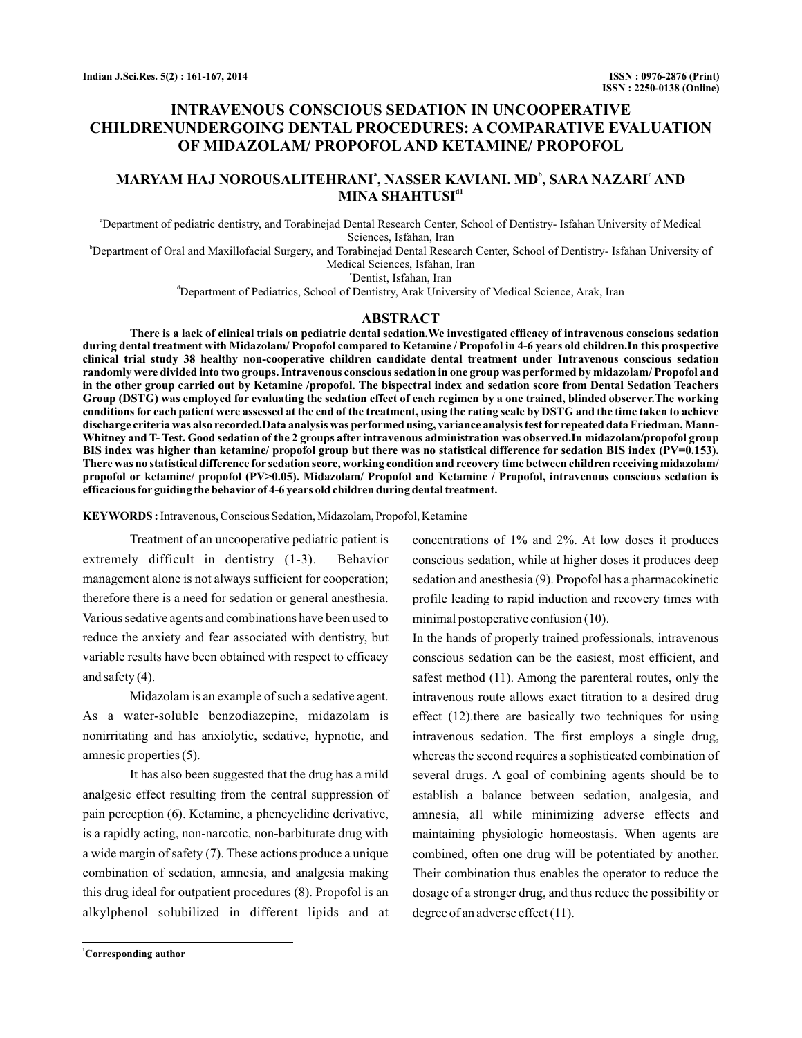# INTRAVENOUS CONSCIOUS SEDATION IN UNCOOPERATIVE CHILDRENUNDERGOING DENTAL PROCEDURES: A COMPARATIVE EVALUATION OF MIDAZOLAM/ PROPOFOL AND KETAMINE/ PROPOFOL

**MARYAM HAJ NOROUSALITEHRANI[a], NASSER KAVIANI. MD[b], SARA NAZARI[c] AND MINA SHAHTUSI[d1]**

[a]Department of pediatric dentistry, and Torabinejad Dental Research Center, School of Dentistry- Isfahan University of Medical Sciences, Isfahan, Iran

[b]Department of Oral and Maxillofacial Surgery, and Torabinejad Dental Research Center, School of Dentistry- Isfahan University of Medical Sciences, Isfahan, Iran

[c]Dentist, Isfahan, Iran

[d]Department of Pediatrics, School of Dentistry, Arak University of Medical Science, Arak, Iran

## ABSTRACT

**There is a lack of clinical trials on pediatric dental sedation.We investigated efficacy of intravenous conscious sedation during dental treatment with Midazolam/ Propofol compared to Ketamine / Propofol in 4-6 years old children.In this prospective clinical trial study 38 healthy non-cooperative children candidate dental treatment under Intravenous conscious sedation randomly were divided into two groups. Intravenous conscious sedation in one group was performed by midazolam/ Propofol and in the other group carried out by Ketamine /propofol. The bispectral index and sedation score from Dental Sedation Teachers Group (DSTG) was employed for evaluating the sedation effect of each regimen by a one trained, blinded observer.The working conditions for each patient were assessed at the end of the treatment, using the rating scale by DSTG and the time taken to achieve discharge criteria was also recorded.Data analysis was performed using, variance analysis test for repeated data Friedman, Mann-Whitney and T- Test. Good sedation of the 2 groups after intravenous administration was observed.In midazolam/propofol group BIS index was higher than ketamine/ propofol group but there was no statistical difference for sedation BIS index (PV=0.153). There was no statistical difference for sedation score, working condition and recovery time between children receiving midazolam/ propofol or ketamine/ propofol (PV>0.05). Midazolam/ Propofol and Ketamine / Propofol, intravenous conscious sedation is efficacious for guiding the behavior of 4-6 years old children during dental treatment.**

**KEYWORDS :** Intravenous, Conscious Sedation, Midazolam, Propofol, Ketamine

Treatment of an uncooperative pediatric patient is extremely difficult in dentistry (1-3). Behavior management alone is not always sufficient for cooperation; therefore there is a need for sedation or general anesthesia. Various sedative agents and combinations have been used to reduce the anxiety and fear associated with dentistry, but variable results have been obtained with respect to efficacy and safety (4).

Midazolam is an example of such a sedative agent. As a water-soluble benzodiazepine, midazolam is nonirritating and has anxiolytic, sedative, hypnotic, and amnesic properties (5).

It has also been suggested that the drug has a mild analgesic effect resulting from the central suppression of pain perception (6). Ketamine, a phencyclidine derivative, is a rapidly acting, non-narcotic, non-barbiturate drug with a wide margin of safety (7). These actions produce a unique combination of sedation, amnesia, and analgesia making this drug ideal for outpatient procedures (8). Propofol is an alkylphenol solubilized in different lipids and at concentrations of 1% and 2%. At low doses it produces conscious sedation, while at higher doses it produces deep sedation and anesthesia (9). Propofol has a pharmacokinetic profile leading to rapid induction and recovery times with minimal postoperative confusion (10).

In the hands of properly trained professionals, intravenous conscious sedation can be the easiest, most efficient, and safest method (11). Among the parenteral routes, only the intravenous route allows exact titration to a desired drug effect (12).there are basically two techniques for using intravenous sedation. The first employs a single drug, whereas the second requires a sophisticated combination of several drugs. A goal of combining agents should be to establish a balance between sedation, analgesia, and amnesia, all while minimizing adverse effects and maintaining physiologic homeostasis. When agents are combined, often one drug will be potentiated by another. Their combination thus enables the operator to reduce the dosage of a stronger drug, and thus reduce the possibility or degree of an adverse effect (11).

[1]Corresponding author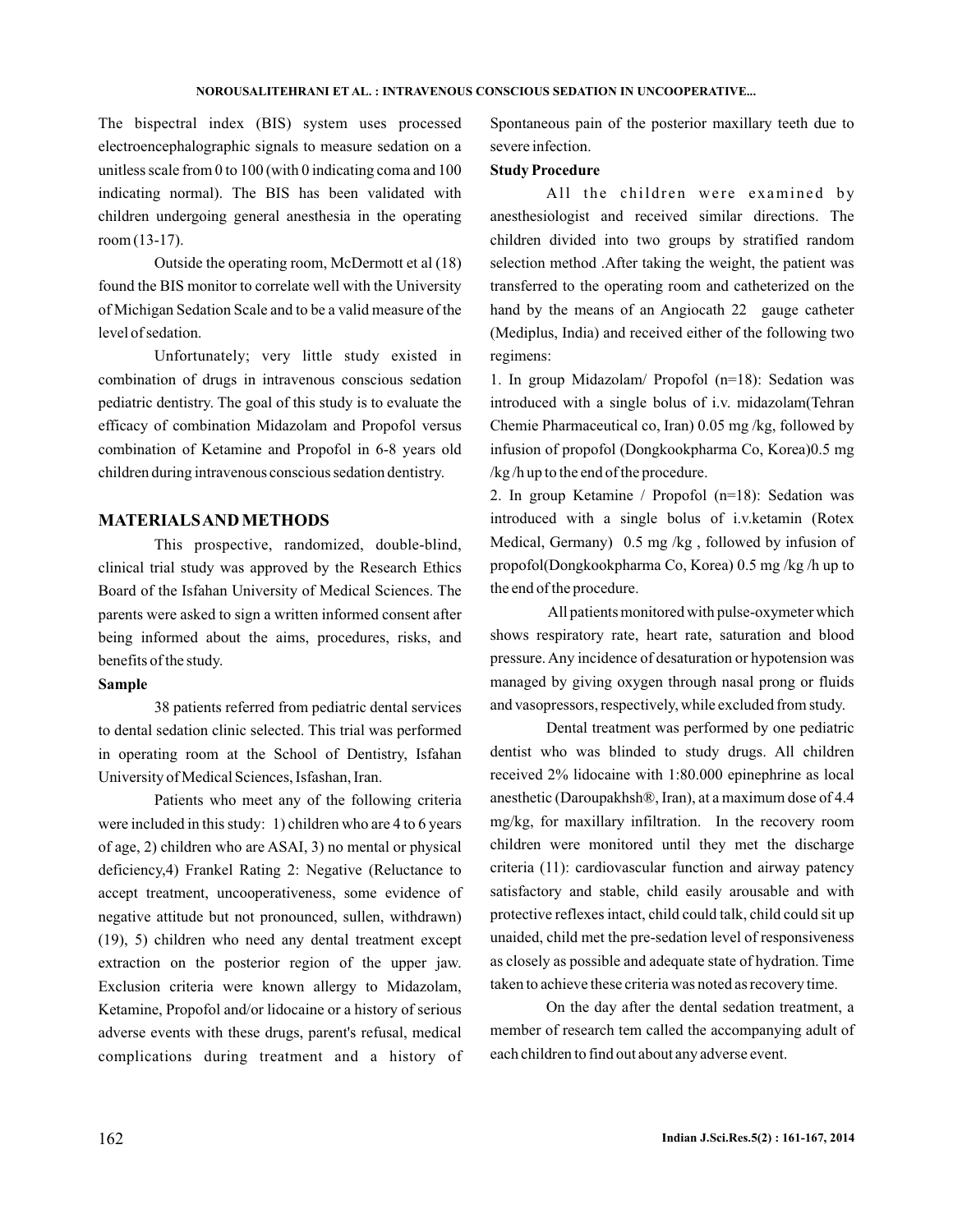The bispectral index (BIS) system uses processed electroencephalographic signals to measure sedation on a unitless scale from 0 to 100 (with 0 indicating coma and 100 indicating normal). The BIS has been validated with children undergoing general anesthesia in the operating room (13-17).

Outside the operating room, McDermott et al (18) found the BIS monitor to correlate well with the University of Michigan Sedation Scale and to be a valid measure of the level of sedation.

Unfortunately; very little study existed in combination of drugs in intravenous conscious sedation pediatric dentistry. The goal of this study is to evaluate the efficacy of combination Midazolam and Propofol versus combination of Ketamine and Propofol in 6-8 years old children during intravenous conscious sedation dentistry.

## MATERIALS AND METHODS

This prospective, randomized, double-blind, clinical trial study was approved by the Research Ethics Board of the Isfahan University of Medical Sciences. The parents were asked to sign a written informed consent after being informed about the aims, procedures, risks, and benefits of the study.

### Sample

38 patients referred from pediatric dental services to dental sedation clinic selected. This trial was performed in operating room at the School of Dentistry, Isfahan University of Medical Sciences, Isfashan, Iran.

Patients who meet any of the following criteria were included in this study: 1) children who are 4 to 6 years of age, 2) children who are ASAI, 3) no mental or physical deficiency,4) Frankel Rating 2: Negative (Reluctance to accept treatment, uncooperativeness, some evidence of negative attitude but not pronounced, sullen, withdrawn) (19), 5) children who need any dental treatment except extraction on the posterior region of the upper jaw. Exclusion criteria were known allergy to Midazolam, Ketamine, Propofol and/or lidocaine or a history of serious adverse events with these drugs, parent's refusal, medical complications during treatment and a history of Spontaneous pain of the posterior maxillary teeth due to severe infection.

### Study Procedure

All the children were examined by anesthesiologist and received similar directions. The children divided into two groups by stratified random selection method .After taking the weight, the patient was transferred to the operating room and catheterized on the hand by the means of an Angiocath 22 gauge catheter (Mediplus, India) and received either of the following two regimens:

1. In group Midazolam/ Propofol (n=18): Sedation was introduced with a single bolus of i.v. midazolam(Tehran Chemie Pharmaceutical co, Iran) 0.05 mg /kg, followed by infusion of propofol (Dongkookpharma Co, Korea)0.5 mg /kg /h up to the end of the procedure.
2. In group Ketamine / Propofol (n=18): Sedation was introduced with a single bolus of i.v.ketamin (Rotex Medical, Germany) 0.5 mg /kg , followed by infusion of propofol(Dongkookpharma Co, Korea) 0.5 mg /kg /h up to the end of the procedure.

All patients monitored with pulse-oxymeter which shows respiratory rate, heart rate, saturation and blood pressure. Any incidence of desaturation or hypotension was managed by giving oxygen through nasal prong or fluids and vasopressors, respectively, while excluded from study.

Dental treatment was performed by one pediatric dentist who was blinded to study drugs. All children received 2% lidocaine with 1:80.000 epinephrine as local anesthetic (Daroupakhsh®, Iran), at a maximum dose of 4.4 mg/kg, for maxillary infiltration. In the recovery room children were monitored until they met the discharge criteria (11): cardiovascular function and airway patency satisfactory and stable, child easily arousable and with protective reflexes intact, child could talk, child could sit up unaided, child met the pre-sedation level of responsiveness as closely as possible and adequate state of hydration. Time taken to achieve these criteria was noted as recovery time.

On the day after the dental sedation treatment, a member of research tem called the accompanying adult of each children to find out about any adverse event.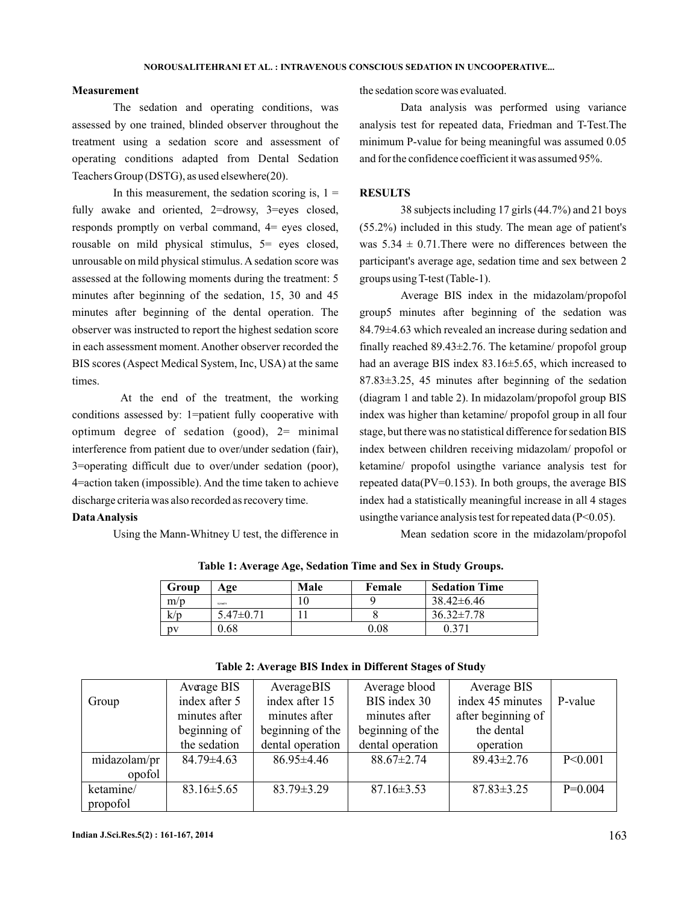### Measurement

The sedation and operating conditions, was assessed by one trained, blinded observer throughout the treatment using a sedation score and assessment of operating conditions adapted from Dental Sedation Teachers Group (DSTG), as used elsewhere(20).

In this measurement, the sedation scoring is, 1 = fully awake and oriented, 2=drowsy, 3=eyes closed, responds promptly on verbal command, 4= eyes closed, rousable on mild physical stimulus, 5= eyes closed, unrousable on mild physical stimulus. A sedation score was assessed at the following moments during the treatment: 5 minutes after beginning of the sedation, 15, 30 and 45 minutes after beginning of the dental operation. The observer was instructed to report the highest sedation score in each assessment moment. Another observer recorded the BIS scores (Aspect Medical System, Inc, USA) at the same times.

At the end of the treatment, the working conditions assessed by: 1=patient fully cooperative with optimum degree of sedation (good), 2= minimal interference from patient due to over/under sedation (fair), 3=operating difficult due to over/under sedation (poor), 4=action taken (impossible). And the time taken to achieve discharge criteria was also recorded as recovery time.

### Data Analysis

Using the Mann-Whitney U test, the difference in the sedation score was evaluated.

Data analysis was performed using variance analysis test for repeated data, Friedman and T-Test.The minimum P-value for being meaningful was assumed 0.05 and for the confidence coefficient it was assumed 95%.

## RESULTS

38 subjects including 17 girls (44.7%) and 21 boys (55.2%) included in this study. The mean age of patient's was $5.34 \pm 0.71$.There were no differences between the participant's average age, sedation time and sex between 2 groups using T-test (Table-1).

Average BIS index in the midazolam/propofol group5 minutes after beginning of the sedation was 84.79±4.63 which revealed an increase during sedation and finally reached 89.43±2.76. The ketamine/ propofol group had an average BIS index 83.16±5.65, which increased to 87.83±3.25, 45 minutes after beginning of the sedation (diagram 1 and table 2). In midazolam/propofol group BIS index was higher than ketamine/ propofol group in all four stage, but there was no statistical difference for sedation BIS index between children receiving midazolam/ propofol or ketamine/ propofol usingthe variance analysis test for repeated data(PV=0.153). In both groups, the average BIS index had a statistically meaningful increase in all 4 stages usingthe variance analysis test for repeated data ($P<0.05$).

Mean sedation score in the midazolam/propofol

**Table 1: Average Age, Sedation Time and Sex in Study Groups.**

| Group | Age | Male | Female | Sedation Time |
|---|---|---|---|---|
| m/p | 5.21±0.71 | 10 | 9 | 38.42±6.46 |
| k/p | 5.47±0.71 | 11 | 8 | 36.32±7.78 |
| pv | 0.68 | 0.08 | | 0.371 |

**Table 2: Average BIS Index in Different Stages of Study**

| Group | Avrage BIS index after 5 minutes after beginning of the sedation | AverageBIS index after 15 minutes after beginning of the dental operation | Average blood BIS index 30 minutes after beginning of the dental operation | Average BIS index 45 minutes after beginning of the dental operation | P-value |
|---|---|---|---|---|---|
| midazolam/propofol | 84.79±4.63 | 86.95±4.46 | 88.67±2.74 | 89.43±2.76 | P<0.001 |
| ketamine/ propofol | 83.16±5.65 | 83.79±3.29 | 87.16±3.53 | 87.83±3.25 | P=0.004 |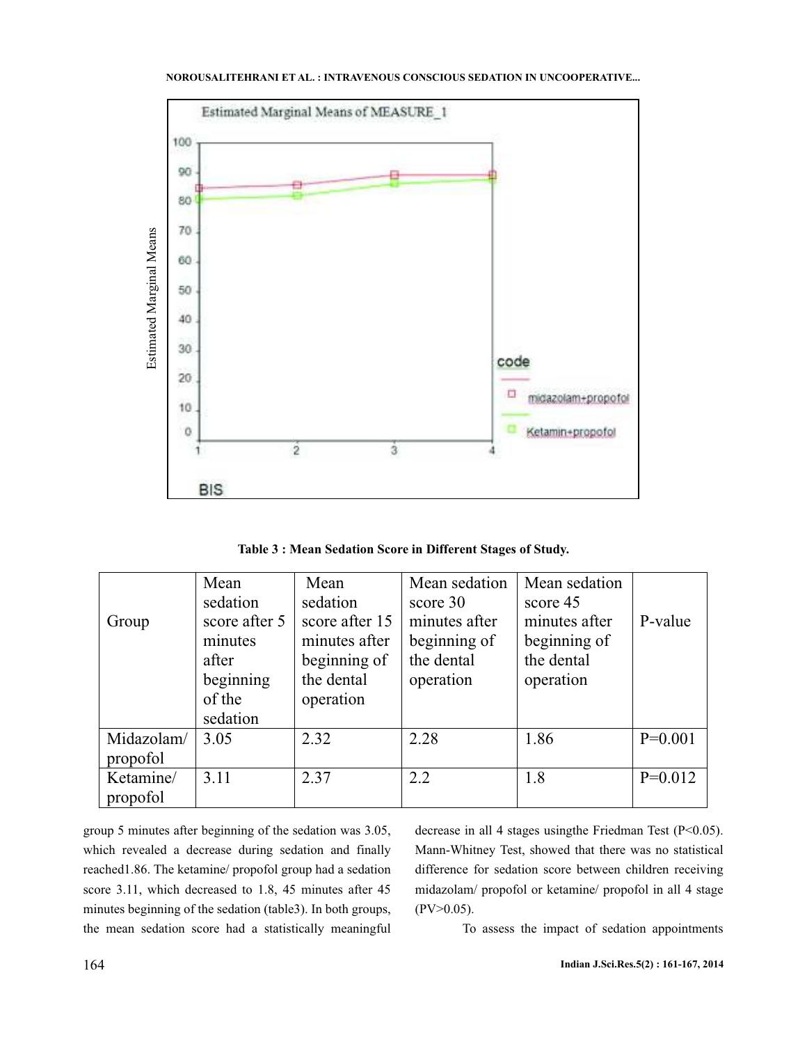**Table 3 : Mean Sedation Score in Different Stages of Study.**

| Group | Mean sedation score after 5 minutes after beginning of the sedation | Mean sedation score after 15 minutes after beginning of the dental operation | Mean sedation score 30 minutes after beginning of the dental operation | Mean sedation score 45 minutes after beginning of the dental operation | P-value |
|---|---|---|---|---|---|
| Midazolam/ propofol | 3.05 | 2.32 | 2.28 | 1.86 | P=0.001 |
| Ketamine/ propofol | 3.11 | 2.37 | 2.2 | 1.8 | P=0.012 |

group 5 minutes after beginning of the sedation was 3.05, which revealed a decrease during sedation and finally reached1.86. The ketamine/ propofol group had a sedation score 3.11, which decreased to 1.8, 45 minutes after 45 minutes beginning of the sedation (table3). In both groups, the mean sedation score had a statistically meaningful decrease in all 4 stages usingthe Friedman Test (P<0.05). Mann-Whitney Test, showed that there was no statistical difference for sedation score between children receiving midazolam/ propofol or ketamine/ propofol in all 4 stage (PV>0.05).

To assess the impact of sedation appointments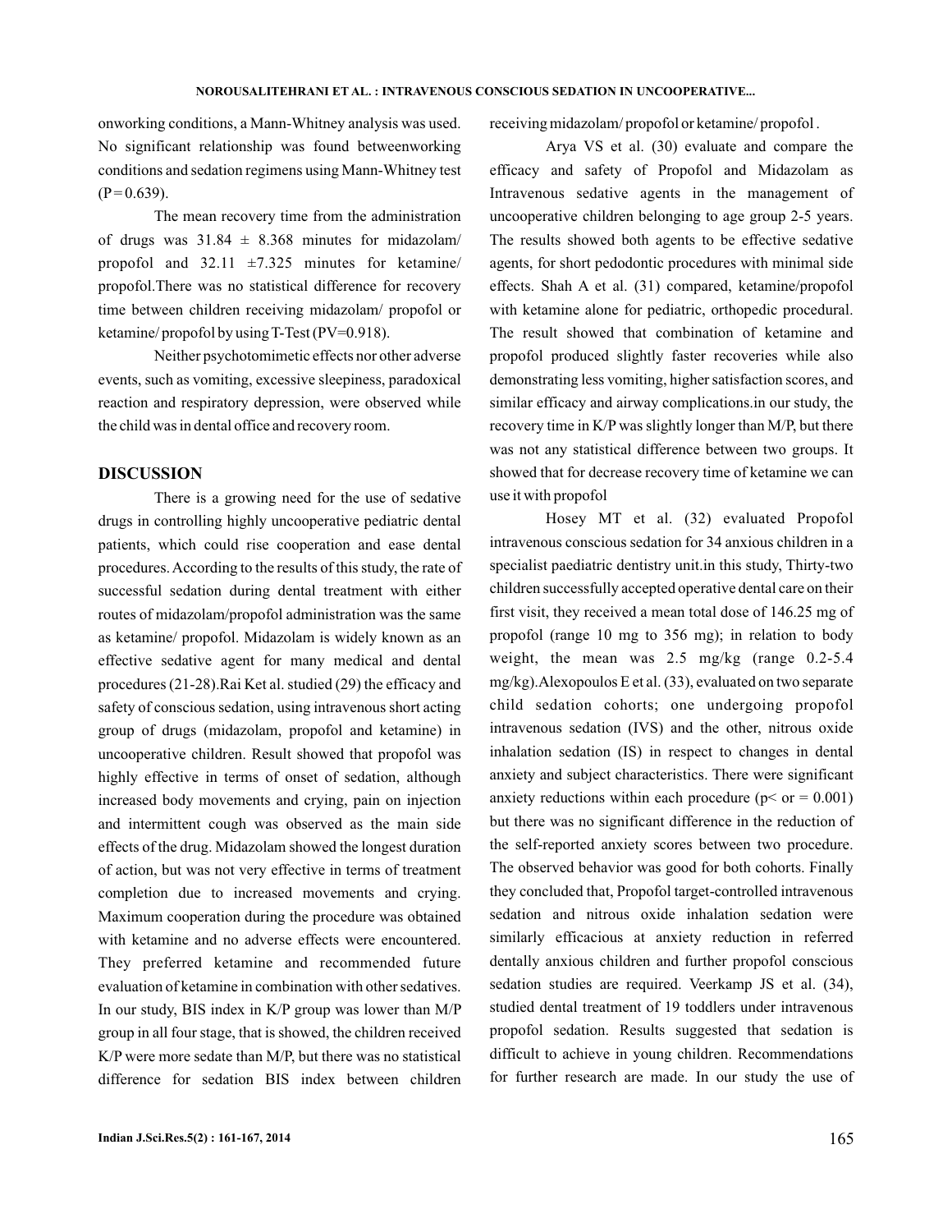onworking conditions, a Mann-Whitney analysis was used. No significant relationship was found betweenworking conditions and sedation regimens using Mann-Whitney test (P = 0.639).

The mean recovery time from the administration of drugs was 31.84 ± 8.368 minutes for midazolam/ propofol and 32.11 ±7.325 minutes for ketamine/ propofol.There was no statistical difference for recovery time between children receiving midazolam/ propofol or ketamine/ propofol by using T-Test (PV=0.918).

Neither psychotomimetic effects nor other adverse events, such as vomiting, excessive sleepiness, paradoxical reaction and respiratory depression, were observed while the child was in dental office and recovery room.

## DISCUSSION

There is a growing need for the use of sedative drugs in controlling highly uncooperative pediatric dental patients, which could rise cooperation and ease dental procedures. According to the results of this study, the rate of successful sedation during dental treatment with either routes of midazolam/propofol administration was the same as ketamine/ propofol. Midazolam is widely known as an effective sedative agent for many medical and dental procedures (21-28).Rai Ket al. studied (29) the efficacy and safety of conscious sedation, using intravenous short acting group of drugs (midazolam, propofol and ketamine) in uncooperative children. Result showed that propofol was highly effective in terms of onset of sedation, although increased body movements and crying, pain on injection and intermittent cough was observed as the main side effects of the drug. Midazolam showed the longest duration of action, but was not very effective in terms of treatment completion due to increased movements and crying. Maximum cooperation during the procedure was obtained with ketamine and no adverse effects were encountered. They preferred ketamine and recommended future evaluation of ketamine in combination with other sedatives. In our study, BIS index in K/P group was lower than M/P group in all four stage, that is showed, the children received K/P were more sedate than M/P, but there was no statistical difference for sedation BIS index between children receiving midazolam/ propofol or ketamine/ propofol .

Arya VS et al. (30) evaluate and compare the efficacy and safety of Propofol and Midazolam as Intravenous sedative agents in the management of uncooperative children belonging to age group 2-5 years. The results showed both agents to be effective sedative agents, for short pedodontic procedures with minimal side effects. Shah A et al. (31) compared, ketamine/propofol with ketamine alone for pediatric, orthopedic procedural. The result showed that combination of ketamine and propofol produced slightly faster recoveries while also demonstrating less vomiting, higher satisfaction scores, and similar efficacy and airway complications.in our study, the recovery time in K/P was slightly longer than M/P, but there was not any statistical difference between two groups. It showed that for decrease recovery time of ketamine we can use it with propofol

Hosey MT et al. (32) evaluated Propofol intravenous conscious sedation for 34 anxious children in a specialist paediatric dentistry unit.in this study, Thirty-two children successfully accepted operative dental care on their first visit, they received a mean total dose of 146.25 mg of propofol (range 10 mg to 356 mg); in relation to body weight, the mean was 2.5 mg/kg (range 0.2-5.4 mg/kg).Alexopoulos E et al. (33), evaluated on two separate child sedation cohorts; one undergoing propofol intravenous sedation (IVS) and the other, nitrous oxide inhalation sedation (IS) in respect to changes in dental anxiety and subject characteristics. There were significant anxiety reductions within each procedure ($p \leq 0.001$) but there was no significant difference in the reduction of the self-reported anxiety scores between two procedure. The observed behavior was good for both cohorts. Finally they concluded that, Propofol target-controlled intravenous sedation and nitrous oxide inhalation sedation were similarly efficacious at anxiety reduction in referred dentally anxious children and further propofol conscious sedation studies are required. Veerkamp JS et al. (34), studied dental treatment of 19 toddlers under intravenous propofol sedation. Results suggested that sedation is difficult to achieve in young children. Recommendations for further research are made. In our study the use of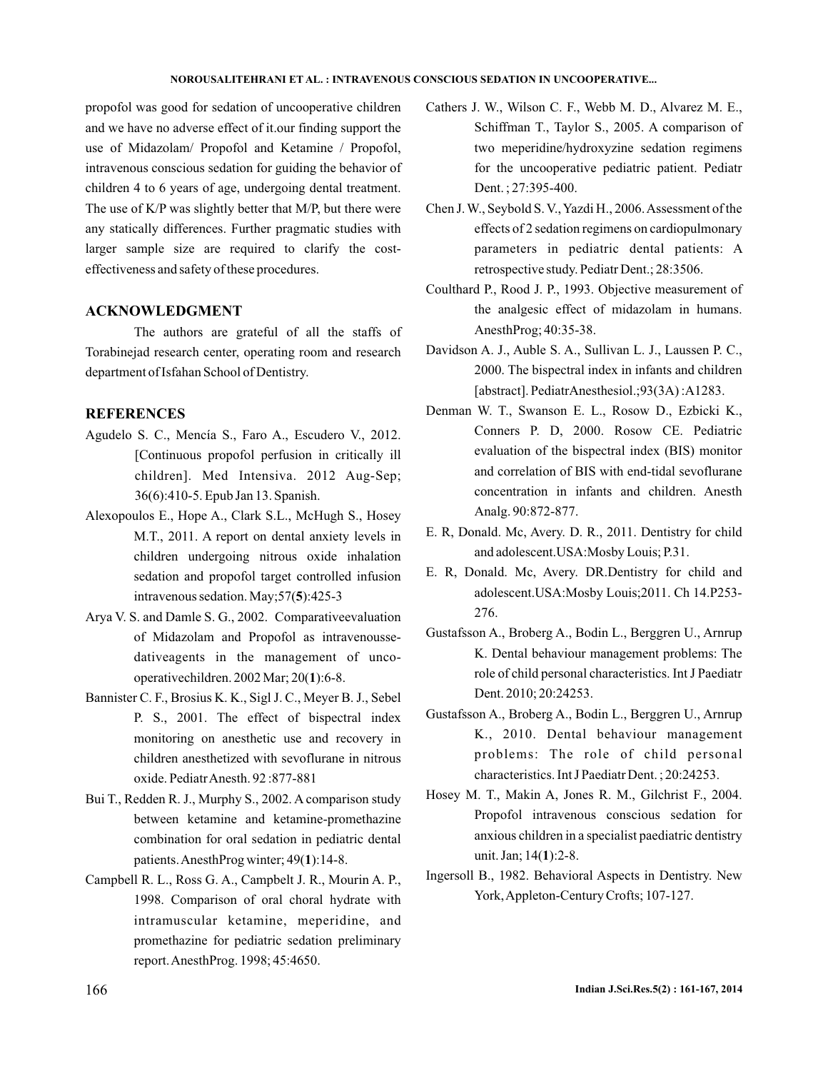propofol was good for sedation of uncooperative children and we have no adverse effect of it.our finding support the use of Midazolam/ Propofol and Ketamine / Propofol, intravenous conscious sedation for guiding the behavior of children 4 to 6 years of age, undergoing dental treatment. The use of K/P was slightly better that M/P, but there were any statically differences. Further pragmatic studies with larger sample size are required to clarify the cost-effectiveness and safety of these procedures.

## ACKNOWLEDGMENT

The authors are grateful of all the staffs of Torabinejad research center, operating room and research department of Isfahan School of Dentistry.

## REFERENCES

Agudelo S. C., Mencía S., Faro A., Escudero V., 2012. [Continuous propofol perfusion in critically ill children]. Med Intensiva. 2012 Aug-Sep; 36(6):410-5. Epub Jan 13. Spanish.

Alexopoulos E., Hope A., Clark S.L., McHugh S., Hosey M.T., 2011. A report on dental anxiety levels in children undergoing nitrous oxide inhalation sedation and propofol target controlled infusion intravenous sedation. May;57(**5**):425-3

Arya V. S. and Damle S. G., 2002. Comparativeevaluation of Midazolam and Propofol as intravenoussedativeagents in the management of uncooperativechildren. 2002 Mar; 20(**1**):6-8.

Bannister C. F., Brosius K. K., Sigl J. C., Meyer B. J., Sebel P. S., 2001. The effect of bispectral index monitoring on anesthetic use and recovery in children anesthetized with sevoflurane in nitrous oxide. Pediatr Anesth. 92 :877-881

Bui T., Redden R. J., Murphy S., 2002. A comparison study between ketamine and ketamine-promethazine combination for oral sedation in pediatric dental patients. AnesthProg winter; 49(**1**):14-8.

Campbell R. L., Ross G. A., Campbelt J. R., Mourin A. P., 1998. Comparison of oral choral hydrate with intramuscular ketamine, meperidine, and promethazine for pediatric sedation preliminary report. AnesthProg. 1998; 45:4650.

Cathers J. W., Wilson C. F., Webb M. D., Alvarez M. E., Schiffman T., Taylor S., 2005. A comparison of two meperidine/hydroxyzine sedation regimens for the uncooperative pediatric patient. Pediatr Dent. ; 27:395-400.

Chen J. W., Seybold S. V., Yazdi H., 2006. Assessment of the effects of 2 sedation regimens on cardiopulmonary parameters in pediatric dental patients: A retrospective study. Pediatr Dent.; 28:3506.

Coulthard P., Rood J. P., 1993. Objective measurement of the analgesic effect of midazolam in humans. AnesthProg; 40:35-38.

Davidson A. J., Auble S. A., Sullivan L. J., Laussen P. C., 2000. The bispectral index in infants and children [abstract]. PediatrAnesthesiol.;93(3A) :A1283.

Denman W. T., Swanson E. L., Rosow D., Ezbicki K., Conners P. D, 2000. Rosow CE. Pediatric evaluation of the bispectral index (BIS) monitor and correlation of BIS with end-tidal sevoflurane concentration in infants and children. Anesth Analg. 90:872-877.

E. R, Donald. Mc, Avery. D. R., 2011. Dentistry for child and adolescent.USA:Mosby Louis; P.31.

E. R, Donald. Mc, Avery. DR.Dentistry for child and adolescent.USA:Mosby Louis;2011. Ch 14.P253-276.

Gustafsson A., Broberg A., Bodin L., Berggren U., Arnrup K. Dental behaviour management problems: The role of child personal characteristics. Int J Paediatr Dent. 2010; 20:24253.

Gustafsson A., Broberg A., Bodin L., Berggren U., Arnrup K., 2010. Dental behaviour management problems: The role of child personal characteristics. Int J Paediatr Dent. ; 20:24253.

Hosey M. T., Makin A, Jones R. M., Gilchrist F., 2004. Propofol intravenous conscious sedation for anxious children in a specialist paediatric dentistry unit. Jan; 14(**1**):2-8.

Ingersoll B., 1982. Behavioral Aspects in Dentistry. New York, Appleton-Century Crofts; 107-127.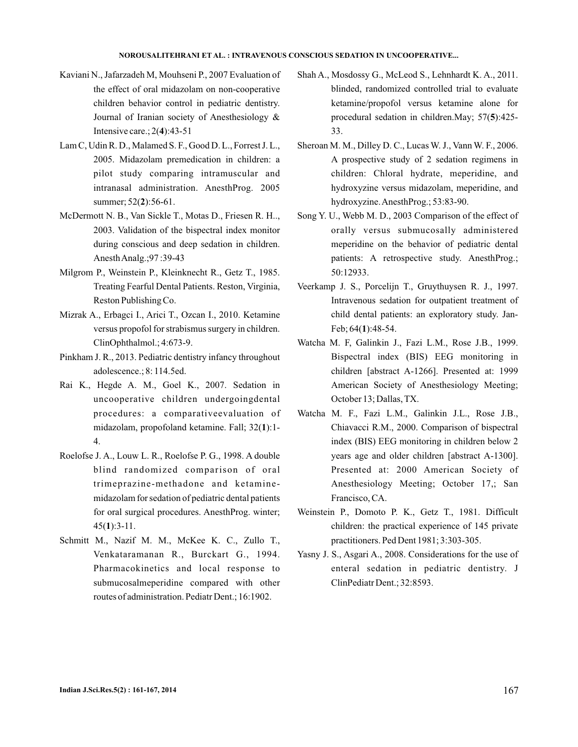Kaviani N., Jafarzadeh M, Mouhseni P., 2007 Evaluation of the effect of oral midazolam on non-cooperative children behavior control in pediatric dentistry. Journal of Iranian society of Anesthesiology & Intensive care.; 2(**4**):43-51

Lam C, Udin R. D., Malamed S. F., Good D. L., Forrest J. L., 2005. Midazolam premedication in children: a pilot study comparing intramuscular and intranasal administration. AnesthProg. 2005 summer; 52(**2**):56-61.

McDermott N. B., Van Sickle T., Motas D., Friesen R. H.., 2003. Validation of the bispectral index monitor during conscious and deep sedation in children. Anesth Analg.;97 :39-43

Milgrom P., Weinstein P., Kleinknecht R., Getz T., 1985. Treating Fearful Dental Patients. Reston, Virginia, Reston Publishing Co.

Mizrak A., Erbagci I., Arici T., Ozcan I., 2010. Ketamine versus propofol for strabismus surgery in children. ClinOphthalmol.; 4:673-9.

Pinkham J. R., 2013. Pediatric dentistry infancy throughout adolescence.; 8: 114.5ed.

Rai K., Hegde A. M., Goel K., 2007. Sedation in uncooperative children undergoingdental procedures: a comparativeevaluation of midazolam, propofoland ketamine. Fall; 32(**1**):1-4.

Roelofse J. A., Louw L. R., Roelofse P. G., 1998. A double blind randomized comparison of oral trimeprazine-methadone and ketamine-midazolam for sedation of pediatric dental patients for oral surgical procedures. AnesthProg. winter; 45(**1**):3-11.

Schmitt M., Nazif M. M., McKee K. C., Zullo T., Venkataramanan R., Burckart G., 1994. Pharmacokinetics and local response to submucosalmeperidine compared with other routes of administration. Pediatr Dent.; 16:1902.

Shah A., Mosdossy G., McLeod S., Lehnhardt K. A., 2011. blinded, randomized controlled trial to evaluate ketamine/propofol versus ketamine alone for procedural sedation in children.May; 57(**5**):425-33.

Sheroan M. M., Dilley D. C., Lucas W. J., Vann W. F., 2006. A prospective study of 2 sedation regimens in children: Chloral hydrate, meperidine, and hydroxyzine versus midazolam, meperidine, and hydroxyzine. AnesthProg.; 53:83-90.

Song Y. U., Webb M. D., 2003 Comparison of the effect of orally versus submucosally administered meperidine on the behavior of pediatric dental patients: A retrospective study. AnesthProg.; 50:12933.

Veerkamp J. S., Porcelijn T., Gruythuysen R. J., 1997. Intravenous sedation for outpatient treatment of child dental patients: an exploratory study. Jan-Feb; 64(**1**):48-54.

Watcha M. F, Galinkin J., Fazi L.M., Rose J.B., 1999. Bispectral index (BIS) EEG monitoring in children [abstract A-1266]. Presented at: 1999 American Society of Anesthesiology Meeting; October 13; Dallas, TX.

Watcha M. F., Fazi L.M., Galinkin J.L., Rose J.B., Chiavacci R.M., 2000. Comparison of bispectral index (BIS) EEG monitoring in children below 2 years age and older children [abstract A-1300]. Presented at: 2000 American Society of Anesthesiology Meeting; October 17,; San Francisco, CA.

Weinstein P., Domoto P. K., Getz T., 1981. Difficult children: the practical experience of 145 private practitioners. Ped Dent 1981; 3:303-305.

Yasny J. S., Asgari A., 2008. Considerations for the use of enteral sedation in pediatric dentistry. J ClinPediatr Dent.; 32:8593.